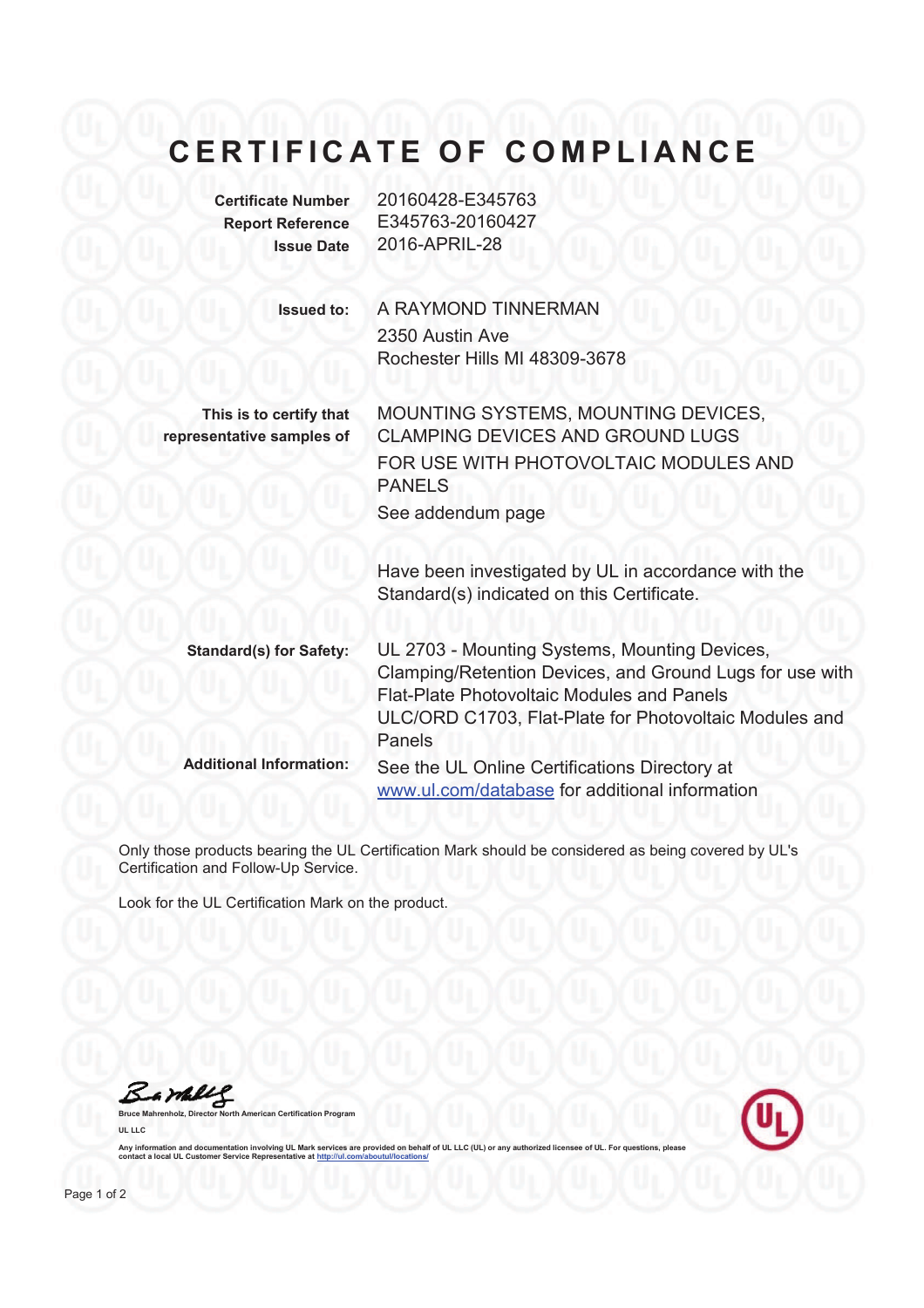# CERTIFICATE OF COMPLIANCE

**Certificate Number** 20160428-E345763
**Report Reference** E345763-20160427
**Issue Date** 2016-APRIL-28

**Issued to:** A RAYMOND TINNERMAN
2350 Austin Ave
Rochester Hills MI 48309-3678

**This is to certify that representative samples of**

MOUNTING SYSTEMS, MOUNTING DEVICES, CLAMPING DEVICES AND GROUND LUGS
FOR USE WITH PHOTOVOLTAIC MODULES AND PANELS
See addendum page

Have been investigated by UL in accordance with the Standard(s) indicated on this Certificate.

**Standard(s) for Safety:** UL 2703 - Mounting Systems, Mounting Devices, Clamping/Retention Devices, and Ground Lugs for use with Flat-Plate Photovoltaic Modules and Panels
ULC/ORD C1703, Flat-Plate for Photovoltaic Modules and Panels

**Additional Information:** See the UL Online Certifications Directory at www.ul.com/database for additional information

Only those products bearing the UL Certification Mark should be considered as being covered by UL's Certification and Follow-Up Service.

Look for the UL Certification Mark on the product.

Bruce Mahrenholz, Director North American Certification Program
UL LLC

Any information and documentation involving UL Mark services are provided on behalf of UL LLC (UL) or any authorized licensee of UL. For questions, please contact a local UL Customer Service Representative at http://ul.com/aboutul/locations/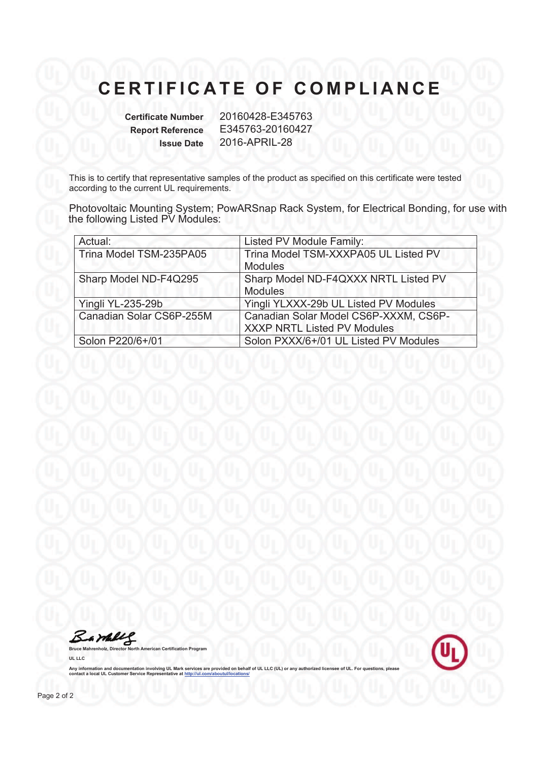# CERTIFICATE OF COMPLIANCE

**Certificate Number** 20160428-E345763
**Report Reference** E345763-20160427
**Issue Date** 2016-APRIL-28

This is to certify that representative samples of the product as specified on this certificate were tested according to the current UL requirements.

Photovoltaic Mounting System; PowARSnap Rack System, for Electrical Bonding, for use with the following Listed PV Modules:

| Actual: | Listed PV Module Family: |
|---|---|
| Trina Model TSM-235PA05 | Trina Model TSM-XXXPA05 UL Listed PV Modules |
| Sharp Model ND-F4Q295 | Sharp Model ND-F4QXXX NRTL Listed PV Modules |
| Yingli YL-235-29b | Yingli YLXXX-29b UL Listed PV Modules |
| Canadian Solar CS6P-255M | Canadian Solar Model CS6P-XXXM, CS6P-XXXP NRTL Listed PV Modules |
| Solon P220/6+/01 | Solon PXXX/6+/01 UL Listed PV Modules |

**Bruce Mahrenholz, Director North American Certification Program**

**UL LLC**

**Any information and documentation involving UL Mark services are provided on behalf of UL LLC (UL) or any authorized licensee of UL. For questions, please contact a local UL Customer Service Representative at http://ul.com/aboutul/locations/**